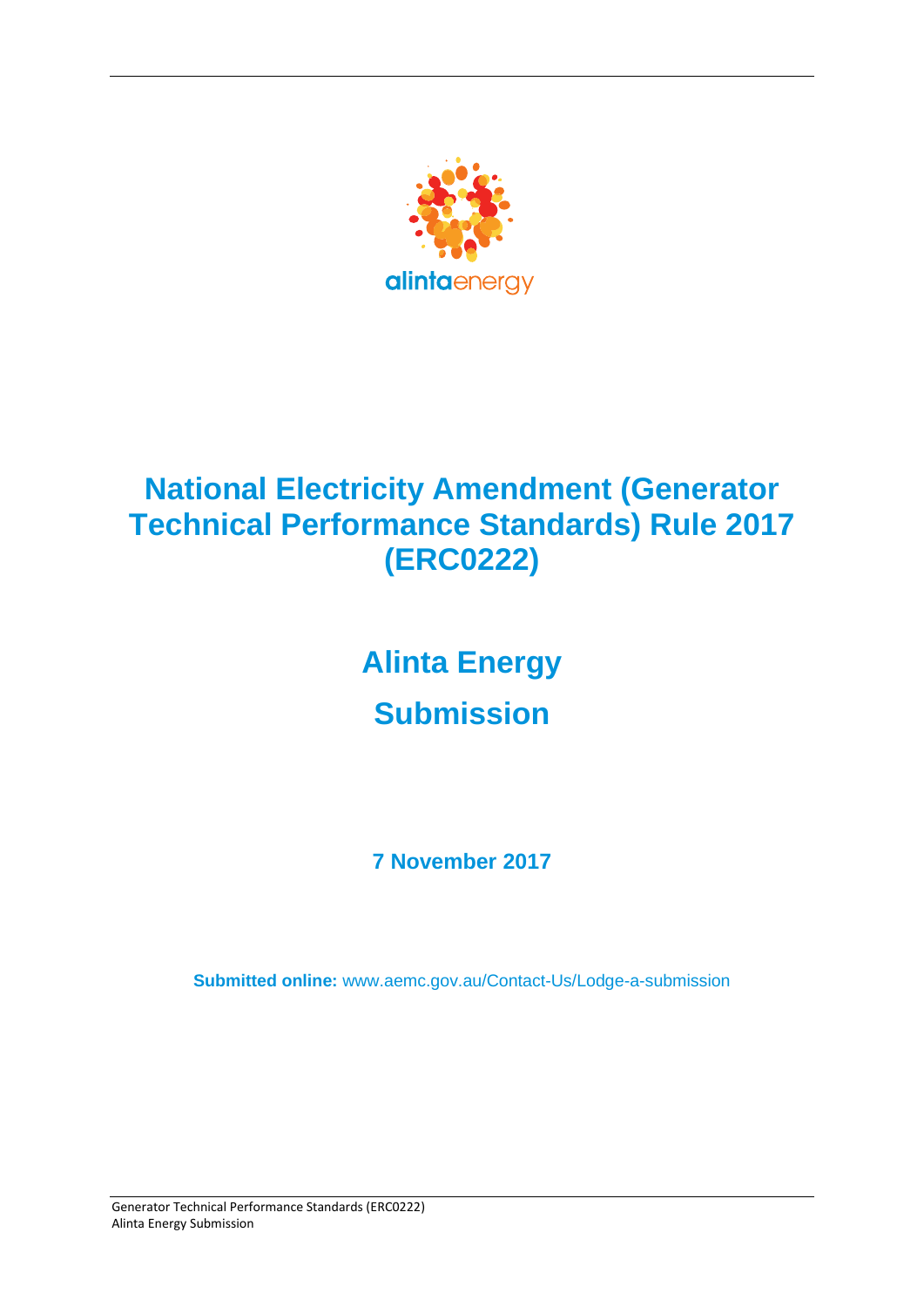alintaenergy

# National Electricity Amendment (Generator Technical Performance Standards) Rule 2017 (ERC0222)

## Alinta Energy

## Submission

**7 November 2017**

**Submitted online:** www.aemc.gov.au/Contact-Us/Lodge-a-submission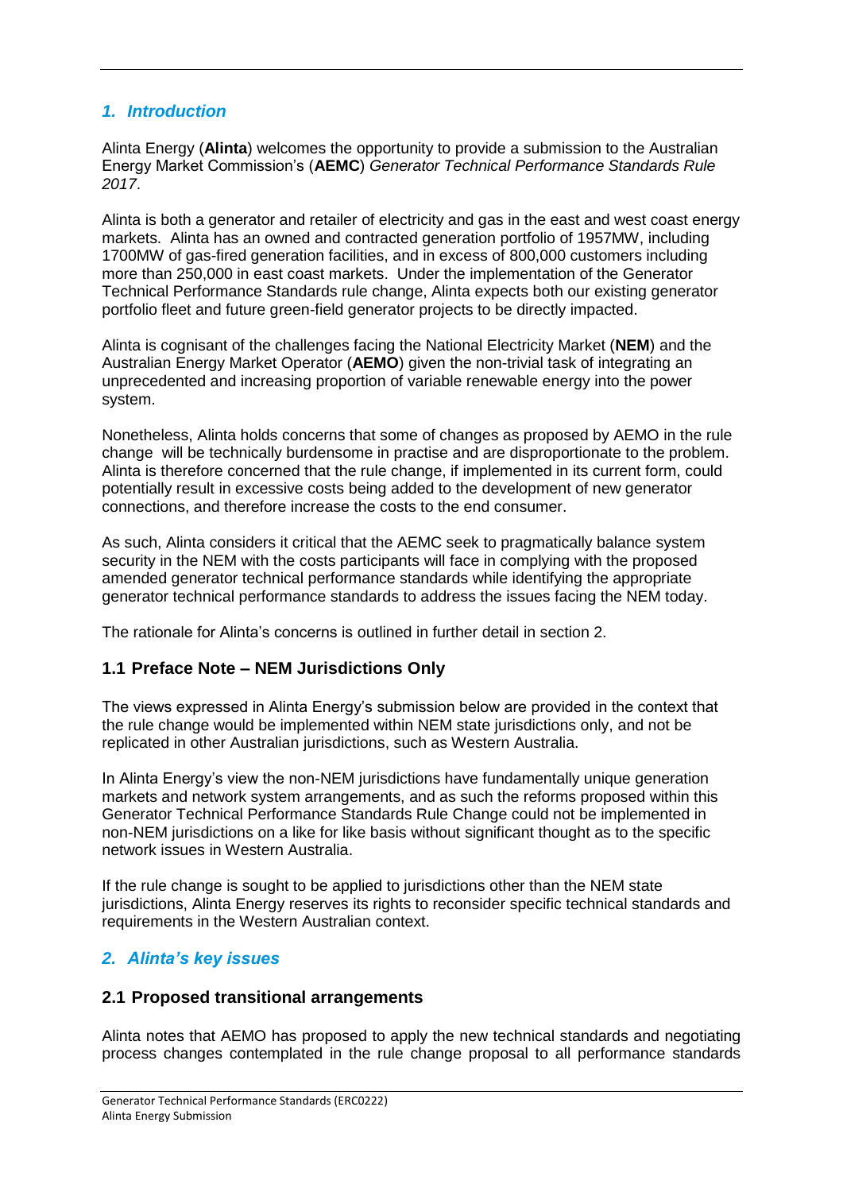## 1. *Introduction*

Alinta Energy (**Alinta**) welcomes the opportunity to provide a submission to the Australian Energy Market Commission's (**AEMC**) *Generator Technical Performance Standards Rule 2017*.

Alinta is both a generator and retailer of electricity and gas in the east and west coast energy markets. Alinta has an owned and contracted generation portfolio of 1957MW, including 1700MW of gas-fired generation facilities, and in excess of 800,000 customers including more than 250,000 in east coast markets. Under the implementation of the Generator Technical Performance Standards rule change, Alinta expects both our existing generator portfolio fleet and future green-field generator projects to be directly impacted.

Alinta is cognisant of the challenges facing the National Electricity Market (**NEM**) and the Australian Energy Market Operator (**AEMO**) given the non-trivial task of integrating an unprecedented and increasing proportion of variable renewable energy into the power system.

Nonetheless, Alinta holds concerns that some of changes as proposed by AEMO in the rule change will be technically burdensome in practise and are disproportionate to the problem. Alinta is therefore concerned that the rule change, if implemented in its current form, could potentially result in excessive costs being added to the development of new generator connections, and therefore increase the costs to the end consumer.

As such, Alinta considers it critical that the AEMC seek to pragmatically balance system security in the NEM with the costs participants will face in complying with the proposed amended generator technical performance standards while identifying the appropriate generator technical performance standards to address the issues facing the NEM today.

The rationale for Alinta's concerns is outlined in further detail in section 2.

### 1.1 Preface Note – NEM Jurisdictions Only

The views expressed in Alinta Energy's submission below are provided in the context that the rule change would be implemented within NEM state jurisdictions only, and not be replicated in other Australian jurisdictions, such as Western Australia.

In Alinta Energy's view the non-NEM jurisdictions have fundamentally unique generation markets and network system arrangements, and as such the reforms proposed within this Generator Technical Performance Standards Rule Change could not be implemented in non-NEM jurisdictions on a like for like basis without significant thought as to the specific network issues in Western Australia.

If the rule change is sought to be applied to jurisdictions other than the NEM state jurisdictions, Alinta Energy reserves its rights to reconsider specific technical standards and requirements in the Western Australian context.

## 2. *Alinta's key issues*

### 2.1 Proposed transitional arrangements

Alinta notes that AEMO has proposed to apply the new technical standards and negotiating process changes contemplated in the rule change proposal to all performance standards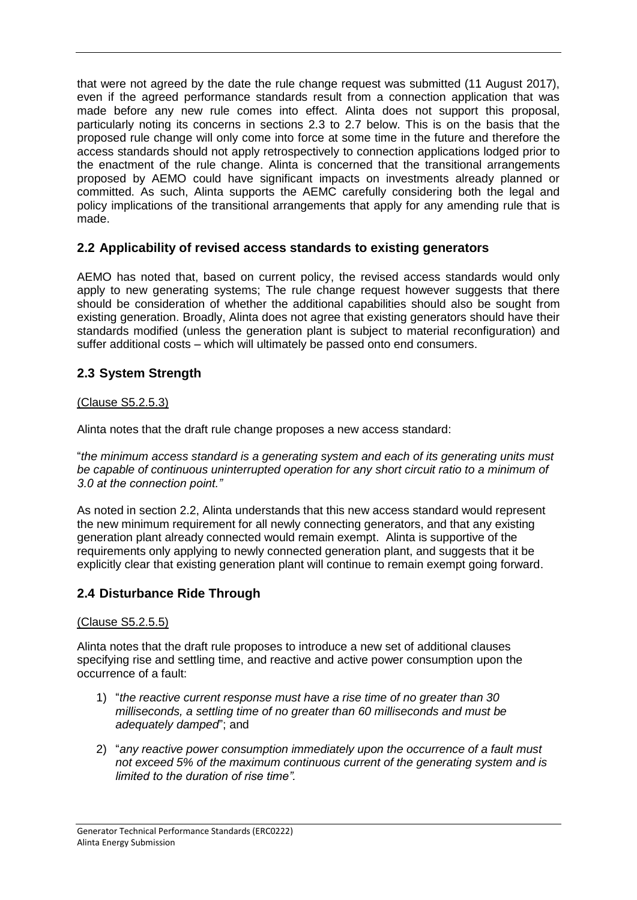that were not agreed by the date the rule change request was submitted (11 August 2017), even if the agreed performance standards result from a connection application that was made before any new rule comes into effect. Alinta does not support this proposal, particularly noting its concerns in sections 2.3 to 2.7 below. This is on the basis that the proposed rule change will only come into force at some time in the future and therefore the access standards should not apply retrospectively to connection applications lodged prior to the enactment of the rule change. Alinta is concerned that the transitional arrangements proposed by AEMO could have significant impacts on investments already planned or committed. As such, Alinta supports the AEMC carefully considering both the legal and policy implications of the transitional arrangements that apply for any amending rule that is made.

## 2.2 Applicability of revised access standards to existing generators

AEMO has noted that, based on current policy, the revised access standards would only apply to new generating systems; The rule change request however suggests that there should be consideration of whether the additional capabilities should also be sought from existing generation. Broadly, Alinta does not agree that existing generators should have their standards modified (unless the generation plant is subject to material reconfiguration) and suffer additional costs – which will ultimately be passed onto end consumers.

## 2.3 System Strength

(Clause S5.2.5.3)

Alinta notes that the draft rule change proposes a new access standard:

"*the minimum access standard is a generating system and each of its generating units must be capable of continuous uninterrupted operation for any short circuit ratio to a minimum of 3.0 at the connection point."*

As noted in section 2.2, Alinta understands that this new access standard would represent the new minimum requirement for all newly connecting generators, and that any existing generation plant already connected would remain exempt. Alinta is supportive of the requirements only applying to newly connected generation plant, and suggests that it be explicitly clear that existing generation plant will continue to remain exempt going forward.

## 2.4 Disturbance Ride Through

(Clause S5.2.5.5)

Alinta notes that the draft rule proposes to introduce a new set of additional clauses specifying rise and settling time, and reactive and active power consumption upon the occurrence of a fault:

1) "*the reactive current response must have a rise time of no greater than 30 milliseconds, a settling time of no greater than 60 milliseconds and must be adequately damped*"; and
2) "*any reactive power consumption immediately upon the occurrence of a fault must not exceed 5% of the maximum continuous current of the generating system and is limited to the duration of rise time".*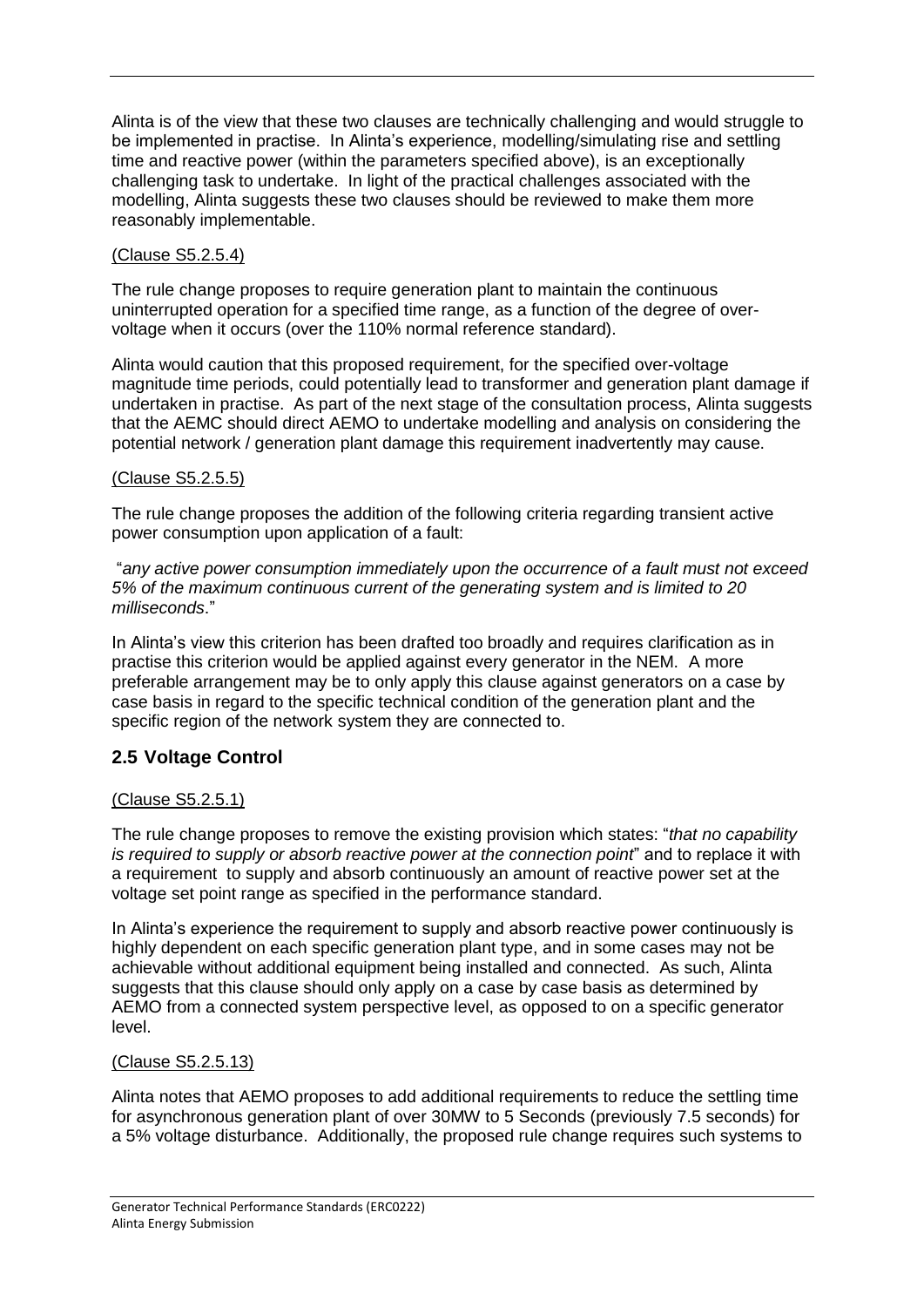Alinta is of the view that these two clauses are technically challenging and would struggle to be implemented in practise. In Alinta's experience, modelling/simulating rise and settling time and reactive power (within the parameters specified above), is an exceptionally challenging task to undertake. In light of the practical challenges associated with the modelling, Alinta suggests these two clauses should be reviewed to make them more reasonably implementable.

(Clause S5.2.5.4)

The rule change proposes to require generation plant to maintain the continuous uninterrupted operation for a specified time range, as a function of the degree of over-voltage when it occurs (over the 110% normal reference standard).

Alinta would caution that this proposed requirement, for the specified over-voltage magnitude time periods, could potentially lead to transformer and generation plant damage if undertaken in practise. As part of the next stage of the consultation process, Alinta suggests that the AEMC should direct AEMO to undertake modelling and analysis on considering the potential network / generation plant damage this requirement inadvertently may cause.

(Clause S5.2.5.5)

The rule change proposes the addition of the following criteria regarding transient active power consumption upon application of a fault:

"*any active power consumption immediately upon the occurrence of a fault must not exceed 5% of the maximum continuous current of the generating system and is limited to 20 milliseconds*."

In Alinta's view this criterion has been drafted too broadly and requires clarification as in practise this criterion would be applied against every generator in the NEM. A more preferable arrangement may be to only apply this clause against generators on a case by case basis in regard to the specific technical condition of the generation plant and the specific region of the network system they are connected to.

## 2.5 Voltage Control

(Clause S5.2.5.1)

The rule change proposes to remove the existing provision which states: "*that no capability is required to supply or absorb reactive power at the connection point*" and to replace it with a requirement to supply and absorb continuously an amount of reactive power set at the voltage set point range as specified in the performance standard.

In Alinta's experience the requirement to supply and absorb reactive power continuously is highly dependent on each specific generation plant type, and in some cases may not be achievable without additional equipment being installed and connected. As such, Alinta suggests that this clause should only apply on a case by case basis as determined by AEMO from a connected system perspective level, as opposed to on a specific generator level.

(Clause S5.2.5.13)

Alinta notes that AEMO proposes to add additional requirements to reduce the settling time for asynchronous generation plant of over 30MW to 5 Seconds (previously 7.5 seconds) for a 5% voltage disturbance. Additionally, the proposed rule change requires such systems to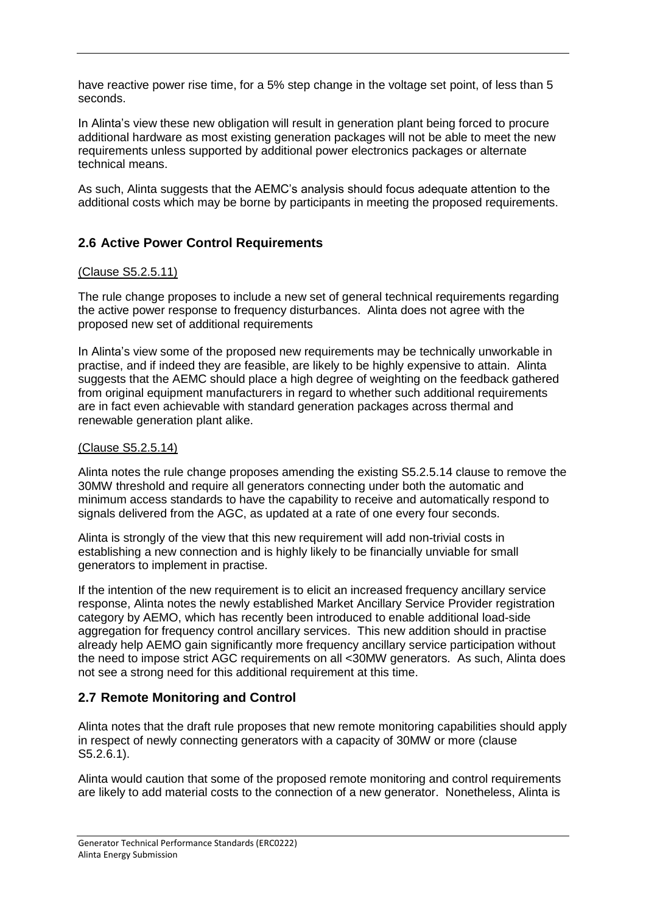have reactive power rise time, for a 5% step change in the voltage set point, of less than 5 seconds.

In Alinta's view these new obligation will result in generation plant being forced to procure additional hardware as most existing generation packages will not be able to meet the new requirements unless supported by additional power electronics packages or alternate technical means.

As such, Alinta suggests that the AEMC's analysis should focus adequate attention to the additional costs which may be borne by participants in meeting the proposed requirements.

## 2.6 Active Power Control Requirements

(Clause S5.2.5.11)

The rule change proposes to include a new set of general technical requirements regarding the active power response to frequency disturbances. Alinta does not agree with the proposed new set of additional requirements

In Alinta's view some of the proposed new requirements may be technically unworkable in practise, and if indeed they are feasible, are likely to be highly expensive to attain. Alinta suggests that the AEMC should place a high degree of weighting on the feedback gathered from original equipment manufacturers in regard to whether such additional requirements are in fact even achievable with standard generation packages across thermal and renewable generation plant alike.

(Clause S5.2.5.14)

Alinta notes the rule change proposes amending the existing S5.2.5.14 clause to remove the 30MW threshold and require all generators connecting under both the automatic and minimum access standards to have the capability to receive and automatically respond to signals delivered from the AGC, as updated at a rate of one every four seconds.

Alinta is strongly of the view that this new requirement will add non-trivial costs in establishing a new connection and is highly likely to be financially unviable for small generators to implement in practise.

If the intention of the new requirement is to elicit an increased frequency ancillary service response, Alinta notes the newly established Market Ancillary Service Provider registration category by AEMO, which has recently been introduced to enable additional load-side aggregation for frequency control ancillary services. This new addition should in practise already help AEMO gain significantly more frequency ancillary service participation without the need to impose strict AGC requirements on all <30MW generators. As such, Alinta does not see a strong need for this additional requirement at this time.

## 2.7 Remote Monitoring and Control

Alinta notes that the draft rule proposes that new remote monitoring capabilities should apply in respect of newly connecting generators with a capacity of 30MW or more (clause S5.2.6.1).

Alinta would caution that some of the proposed remote monitoring and control requirements are likely to add material costs to the connection of a new generator. Nonetheless, Alinta is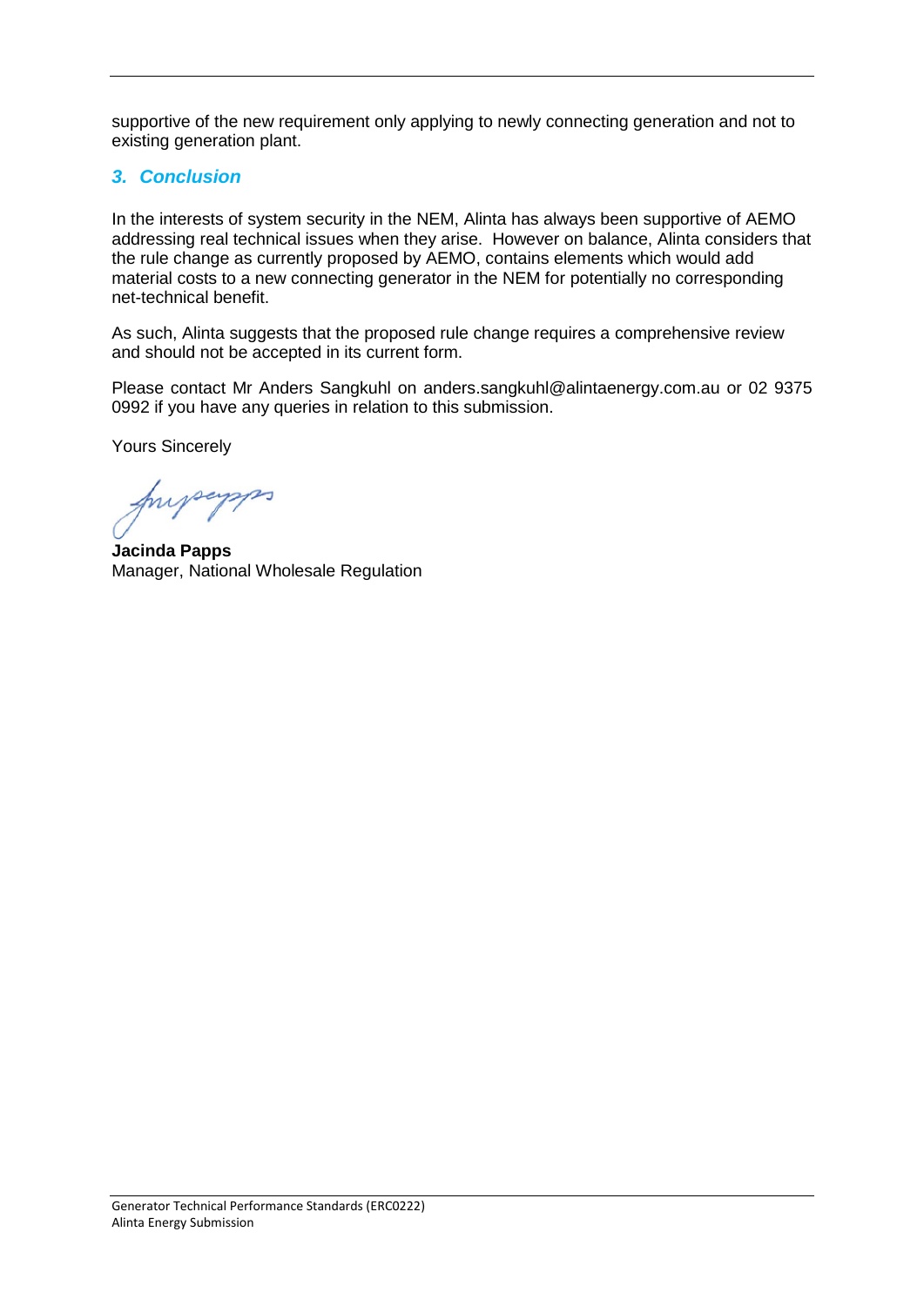supportive of the new requirement only applying to newly connecting generation and not to existing generation plant.

## *3. Conclusion*

In the interests of system security in the NEM, Alinta has always been supportive of AEMO addressing real technical issues when they arise. However on balance, Alinta considers that the rule change as currently proposed by AEMO, contains elements which would add material costs to a new connecting generator in the NEM for potentially no corresponding net-technical benefit.

As such, Alinta suggests that the proposed rule change requires a comprehensive review and should not be accepted in its current form.

Please contact Mr Anders Sangkuhl on anders.sangkuhl@alintaenergy.com.au or 02 9375 0992 if you have any queries in relation to this submission.

Yours Sincerely

**Jacinda Papps**
Manager, National Wholesale Regulation